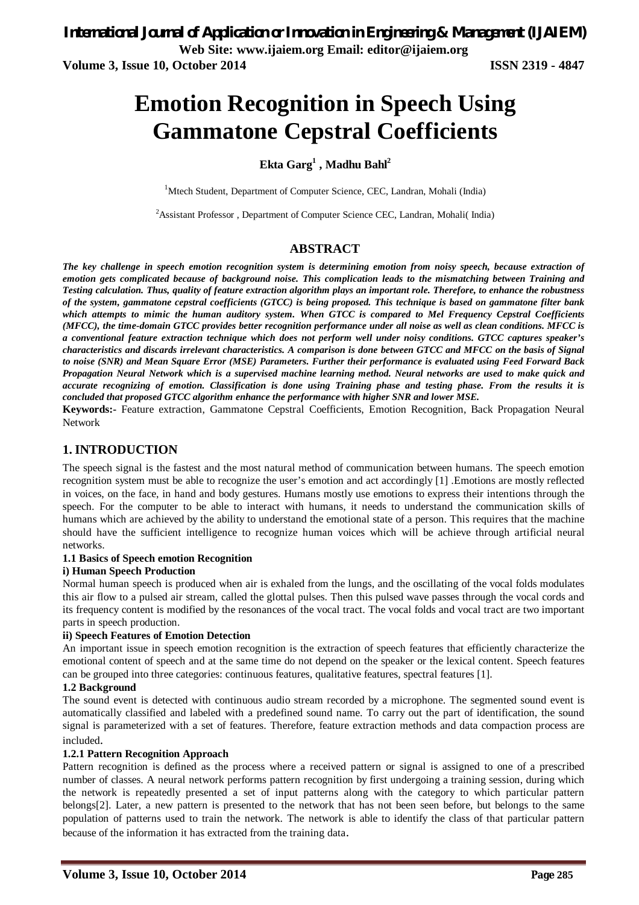# Emotion Recognition in Speech Using Gammatone Cepstral Coefficients

**Ekta Garg[1] , Madhu Bahl[2]**

[1]Mtech Student, Department of Computer Science, CEC, Landran, Mohali (India)

[2]Assistant Professor , Department of Computer Science CEC, Landran, Mohali( India)

## ABSTRACT

***The key challenge in speech emotion recognition system is determining emotion from noisy speech, because extraction of emotion gets complicated because of background noise. This complication leads to the mismatching between Training and Testing calculation. Thus, quality of feature extraction algorithm plays an important role. Therefore, to enhance the robustness of the system, gammatone cepstral coefficients (GTCC) is being proposed. This technique is based on gammatone filter bank which attempts to mimic the human auditory system. When GTCC is compared to Mel Frequency Cepstral Coefficients (MFCC), the time-domain GTCC provides better recognition performance under all noise as well as clean conditions. MFCC is a conventional feature extraction technique which does not perform well under noisy conditions. GTCC captures speaker's characteristics and discards irrelevant characteristics. A comparison is done between GTCC and MFCC on the basis of Signal to noise (SNR) and Mean Square Error (MSE) Parameters. Further their performance is evaluated using Feed Forward Back Propagation Neural Network which is a supervised machine learning method. Neural networks are used to make quick and accurate recognizing of emotion. Classification is done using Training phase and testing phase. From the results it is concluded that proposed GTCC algorithm enhance the performance with higher SNR and lower MSE.***

**Keywords:-** Feature extraction, Gammatone Cepstral Coefficients, Emotion Recognition, Back Propagation Neural Network

## 1. INTRODUCTION

The speech signal is the fastest and the most natural method of communication between humans. The speech emotion recognition system must be able to recognize the user's emotion and act accordingly [1] .Emotions are mostly reflected in voices, on the face, in hand and body gestures. Humans mostly use emotions to express their intentions through the speech. For the computer to be able to interact with humans, it needs to understand the communication skills of humans which are achieved by the ability to understand the emotional state of a person. This requires that the machine should have the sufficient intelligence to recognize human voices which will be achieve through artificial neural networks.

### 1.1 Basics of Speech emotion Recognition

#### i) Human Speech Production

Normal human speech is produced when air is exhaled from the lungs, and the oscillating of the vocal folds modulates this air flow to a pulsed air stream, called the glottal pulses. Then this pulsed wave passes through the vocal cords and its frequency content is modified by the resonances of the vocal tract. The vocal folds and vocal tract are two important parts in speech production.

#### ii) Speech Features of Emotion Detection

An important issue in speech emotion recognition is the extraction of speech features that efficiently characterize the emotional content of speech and at the same time do not depend on the speaker or the lexical content. Speech features can be grouped into three categories: continuous features, qualitative features, spectral features [1].

### 1.2 Background

The sound event is detected with continuous audio stream recorded by a microphone. The segmented sound event is automatically classified and labeled with a predefined sound name. To carry out the part of identification, the sound signal is parameterized with a set of features. Therefore, feature extraction methods and data compaction process are included.

#### 1.2.1 Pattern Recognition Approach

Pattern recognition is defined as the process where a received pattern or signal is assigned to one of a prescribed number of classes. A neural network performs pattern recognition by first undergoing a training session, during which the network is repeatedly presented a set of input patterns along with the category to which particular pattern belongs[2]. Later, a new pattern is presented to the network that has not been seen before, but belongs to the same population of patterns used to train the network. The network is able to identify the class of that particular pattern because of the information it has extracted from the training data.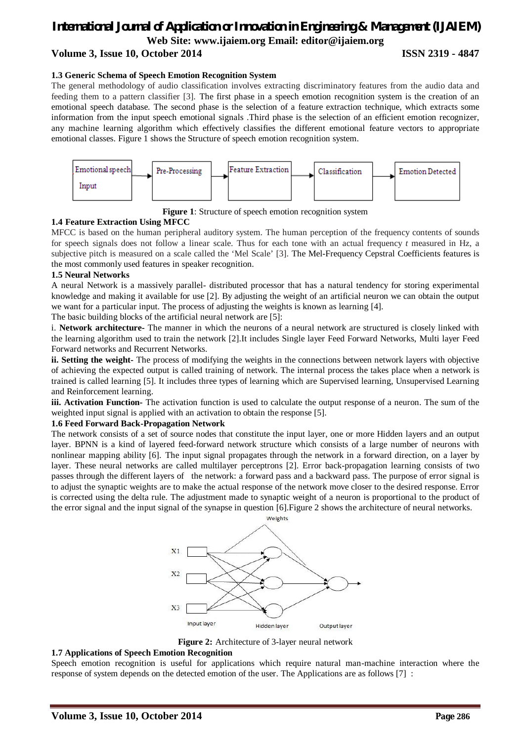### 1.3 Generic Schema of Speech Emotion Recognition System

The general methodology of audio classification involves extracting discriminatory features from the audio data and feeding them to a pattern classifier [3]. The first phase in a speech emotion recognition system is the creation of an emotional speech database. The second phase is the selection of a feature extraction technique, which extracts some information from the input speech emotional signals .Third phase is the selection of an efficient emotion recognizer, any machine learning algorithm which effectively classifies the different emotional feature vectors to appropriate emotional classes. Figure 1 shows the Structure of speech emotion recognition system.

Emotional speech Input → Pre-Processing → Feature Extraction → Classification → Emotion Detected

**Figure 1**: Structure of speech emotion recognition system

### 1.4 Feature Extraction Using MFCC

MFCC is based on the human peripheral auditory system. The human perception of the frequency contents of sounds for speech signals does not follow a linear scale. Thus for each tone with an actual frequency *t* measured in Hz, a subjective pitch is measured on a scale called the 'Mel Scale' [3]. The Mel-Frequency Cepstral Coefficients features is the most commonly used features in speaker recognition.

### 1.5 Neural Networks

A neural Network is a massively parallel- distributed processor that has a natural tendency for storing experimental knowledge and making it available for use [2]. By adjusting the weight of an artificial neuron we can obtain the output we want for a particular input. The process of adjusting the weights is known as learning [4].

The basic building blocks of the artificial neural network are [5]:

i. **Network architecture-** The manner in which the neurons of a neural network are structured is closely linked with the learning algorithm used to train the network [2].It includes Single layer Feed Forward Networks, Multi layer Feed Forward networks and Recurrent Networks.

**ii. Setting the weight-** The process of modifying the weights in the connections between network layers with objective of achieving the expected output is called training of network. The internal process the takes place when a network is trained is called learning [5]. It includes three types of learning which are Supervised learning, Unsupervised Learning and Reinforcement learning.

**iii. Activation Function-** The activation function is used to calculate the output response of a neuron. The sum of the weighted input signal is applied with an activation to obtain the response [5].

### 1.6 Feed Forward Back-Propagation Network

The network consists of a set of source nodes that constitute the input layer, one or more Hidden layers and an output layer. BPNN is a kind of layered feed-forward network structure which consists of a large number of neurons with nonlinear mapping ability [6]. The input signal propagates through the network in a forward direction, on a layer by layer. These neural networks are called multilayer perceptrons [2]. Error back-propagation learning consists of two passes through the different layers of the network: a forward pass and a backward pass. The purpose of error signal is to adjust the synaptic weights are to make the actual response of the network move closer to the desired response. Error is corrected using the delta rule. The adjustment made to synaptic weight of a neuron is proportional to the product of the error signal and the input signal of the synapse in question [6].Figure 2 shows the architecture of neural networks.

**Figure 2:** Architecture of 3-layer neural network

### 1.7 Applications of Speech Emotion Recognition

Speech emotion recognition is useful for applications which require natural man-machine interaction where the response of system depends on the detected emotion of the user. The Applications are as follows [7] :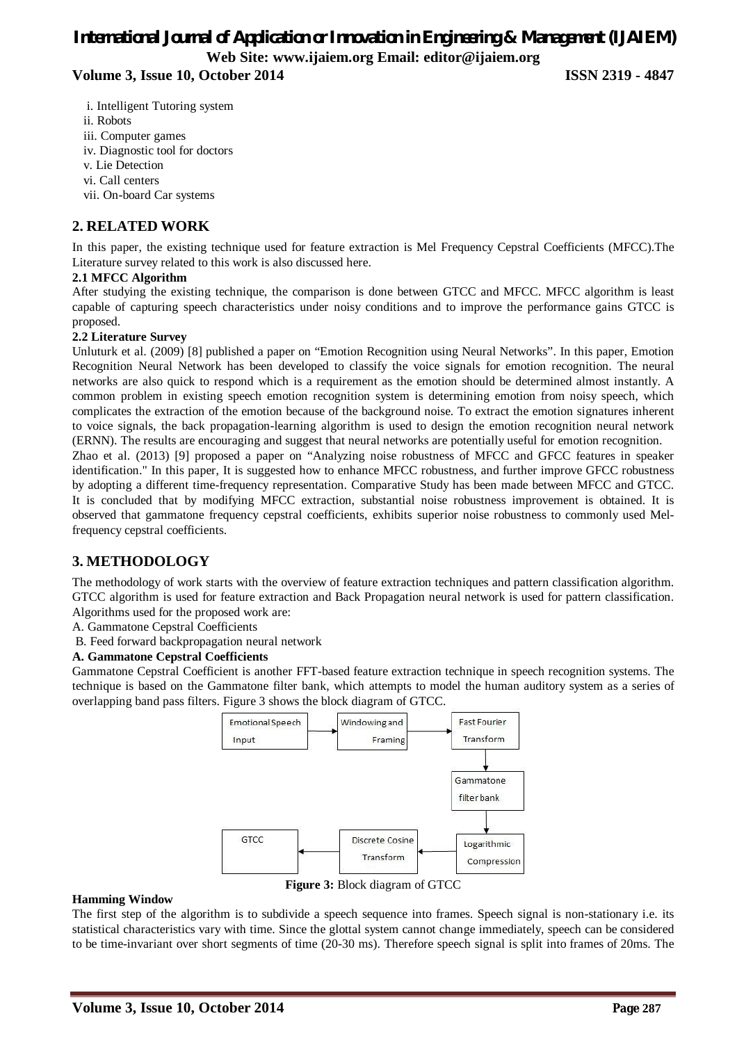i. Intelligent Tutoring system
ii. Robots
iii. Computer games
iv. Diagnostic tool for doctors
v. Lie Detection
vi. Call centers
vii. On-board Car systems

## 2. RELATED WORK

In this paper, the existing technique used for feature extraction is Mel Frequency Cepstral Coefficients (MFCC).The Literature survey related to this work is also discussed here.

### 2.1 MFCC Algorithm

After studying the existing technique, the comparison is done between GTCC and MFCC. MFCC algorithm is least capable of capturing speech characteristics under noisy conditions and to improve the performance gains GTCC is proposed.

### 2.2 Literature Survey

Unluturk et al. (2009) [8] published a paper on "Emotion Recognition using Neural Networks". In this paper, Emotion Recognition Neural Network has been developed to classify the voice signals for emotion recognition. The neural networks are also quick to respond which is a requirement as the emotion should be determined almost instantly. A common problem in existing speech emotion recognition system is determining emotion from noisy speech, which complicates the extraction of the emotion because of the background noise. To extract the emotion signatures inherent to voice signals, the back propagation-learning algorithm is used to design the emotion recognition neural network (ERNN). The results are encouraging and suggest that neural networks are potentially useful for emotion recognition.

Zhao et al. (2013) [9] proposed a paper on "Analyzing noise robustness of MFCC and GFCC features in speaker identification." In this paper, It is suggested how to enhance MFCC robustness, and further improve GFCC robustness by adopting a different time-frequency representation. Comparative Study has been made between MFCC and GTCC. It is concluded that by modifying MFCC extraction, substantial noise robustness improvement is obtained. It is observed that gammatone frequency cepstral coefficients, exhibits superior noise robustness to commonly used Mel-frequency cepstral coefficients.

## 3. METHODOLOGY

The methodology of work starts with the overview of feature extraction techniques and pattern classification algorithm. GTCC algorithm is used for feature extraction and Back Propagation neural network is used for pattern classification. Algorithms used for the proposed work are:

A. Gammatone Cepstral Coefficients
B. Feed forward backpropagation neural network

### A. Gammatone Cepstral Coefficients

Gammatone Cepstral Coefficient is another FFT-based feature extraction technique in speech recognition systems. The technique is based on the Gammatone filter bank, which attempts to model the human auditory system as a series of overlapping band pass filters. Figure 3 shows the block diagram of GTCC.

Emotional Speech Input → Windowing and Framing → Fast Fourier Transform → Gammatone filter bank → Logarithmic Compression → Discrete Cosine Transform → GTCC

**Figure 3:** Block diagram of GTCC

**Hamming Window**

The first step of the algorithm is to subdivide a speech sequence into frames. Speech signal is non-stationary i.e. its statistical characteristics vary with time. Since the glottal system cannot change immediately, speech can be considered to be time-invariant over short segments of time (20-30 ms). Therefore speech signal is split into frames of 20ms. The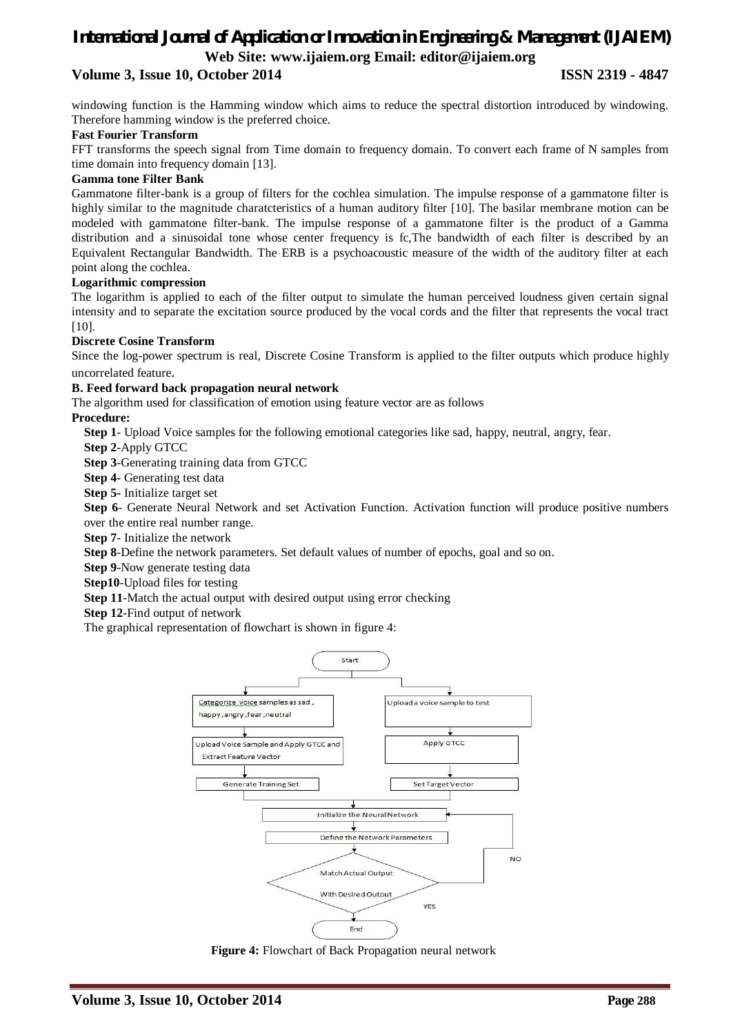windowing function is the Hamming window which aims to reduce the spectral distortion introduced by windowing. Therefore hamming window is the preferred choice.

**Fast Fourier Transform**

FFT transforms the speech signal from Time domain to frequency domain. To convert each frame of N samples from time domain into frequency domain [13].

**Gamma tone Filter Bank**

Gammatone filter-bank is a group of filters for the cochlea simulation. The impulse response of a gammatone filter is highly similar to the magnitude charatcteristics of a human auditory filter [10]. The basilar membrane motion can be modeled with gammatone filter-bank. The impulse response of a gammatone filter is the product of a Gamma distribution and a sinusoidal tone whose center frequency is fc,The bandwidth of each filter is described by an Equivalent Rectangular Bandwidth. The ERB is a psychoacoustic measure of the width of the auditory filter at each point along the cochlea.

**Logarithmic compression**

The logarithm is applied to each of the filter output to simulate the human perceived loudness given certain signal intensity and to separate the excitation source produced by the vocal cords and the filter that represents the vocal tract [10].

**Discrete Cosine Transform**

Since the log-power spectrum is real, Discrete Cosine Transform is applied to the filter outputs which produce highly uncorrelated feature.

**B. Feed forward back propagation neural network**

The algorithm used for classification of emotion using feature vector are as follows

**Procedure:**

**Step 1**- Upload Voice samples for the following emotional categories like sad, happy, neutral, angry, fear.

**Step 2**-Apply GTCC

**Step 3**-Generating training data from GTCC

**Step 4-** Generating test data

**Step 5-** Initialize target set

**Step 6**- Generate Neural Network and set Activation Function. Activation function will produce positive numbers over the entire real number range.

**Step 7**- Initialize the network

**Step 8**-Define the network parameters. Set default values of number of epochs, goal and so on.

**Step 9**-Now generate testing data

**Step10**-Upload files for testing

**Step 11**-Match the actual output with desired output using error checking

**Step 12**-Find output of network

The graphical representation of flowchart is shown in figure 4:

```
Start
├── Categorize voice samples as sad, happy, angry, fear, neutral
│   → Upload Voice Sample and Apply GTCC and Extract Feature Vector
│   → Generate Training Set
└── Upload a voice sample to test
    → Apply GTCC
    → Set Target Vector
→ Initialize the Neural Network
→ Define the Network Parameters
→ Match Actual Output With Desired Output? (NO → back to Initialize the Neural Network; YES → End)
```

**Figure 4:** Flowchart of Back Propagation neural network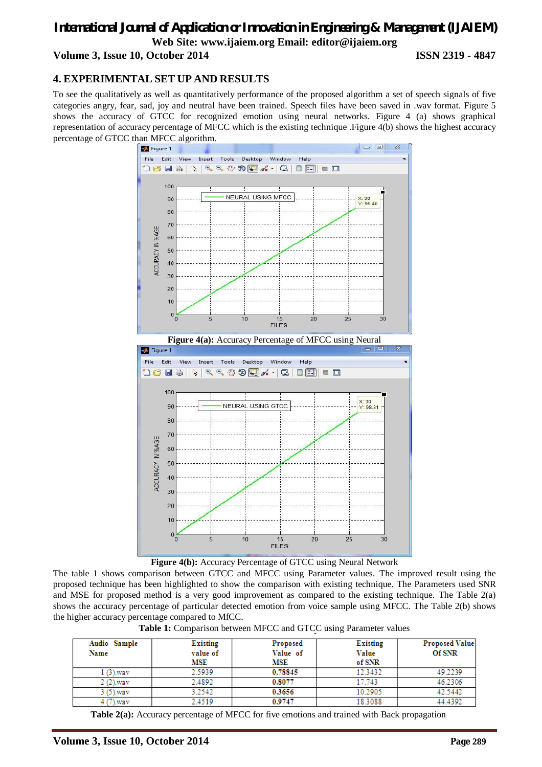## 4. EXPERIMENTAL SET UP AND RESULTS

To see the qualitatively as well as quantitatively performance of the proposed algorithm a set of speech signals of five categories angry, fear, sad, joy and neutral have been trained. Speech files have been saved in .wav format. Figure 5 shows the accuracy of GTCC for recognized emotion using neural networks. Figure 4 (a) shows graphical representation of accuracy percentage of MFCC which is the existing technique .Figure 4(b) shows the highest accuracy percentage of GTCC than MFCC algorithm.

**Figure 4(a):** Accuracy Percentage of MFCC using Neural

**Figure 4(b):** Accuracy Percentage of GTCC using Neural Network

The table 1 shows comparison between GTCC and MFCC using Parameter values. The improved result using the proposed technique has been highlighted to show the comparison with existing technique. The Parameters used SNR and MSE for proposed method is a very good improvement as compared to the existing technique. The Table 2(a) shows the accuracy percentage of particular detected emotion from voice sample using MFCC. The Table 2(b) shows the higher accuracy percentage compared to MfCC.

**Table 1:** Comparison between MFCC and GTCC using Parameter values

| Audio Sample Name | Existing value of MSE | Proposed Value of MSE | Existing Value of SNR | Proposed Value Of SNR |
|---|---|---|---|---|
| 1 (3).wav | 2.5939 | **0.78845** | 12.3432 | 49.2239 |
| 2 (2).wav | 2.4892 | **0.8077** | 17.743 | 46.2306 |
| 3 (5).wav | 3.2542 | **0.3656** | 10.2905 | 42.5442 |
| 4 (7).wav | 2.4519 | **0.9747** | 18.3088 | 44.4392 |

**Table 2(a):** Accuracy percentage of MFCC for five emotions and trained with Back propagation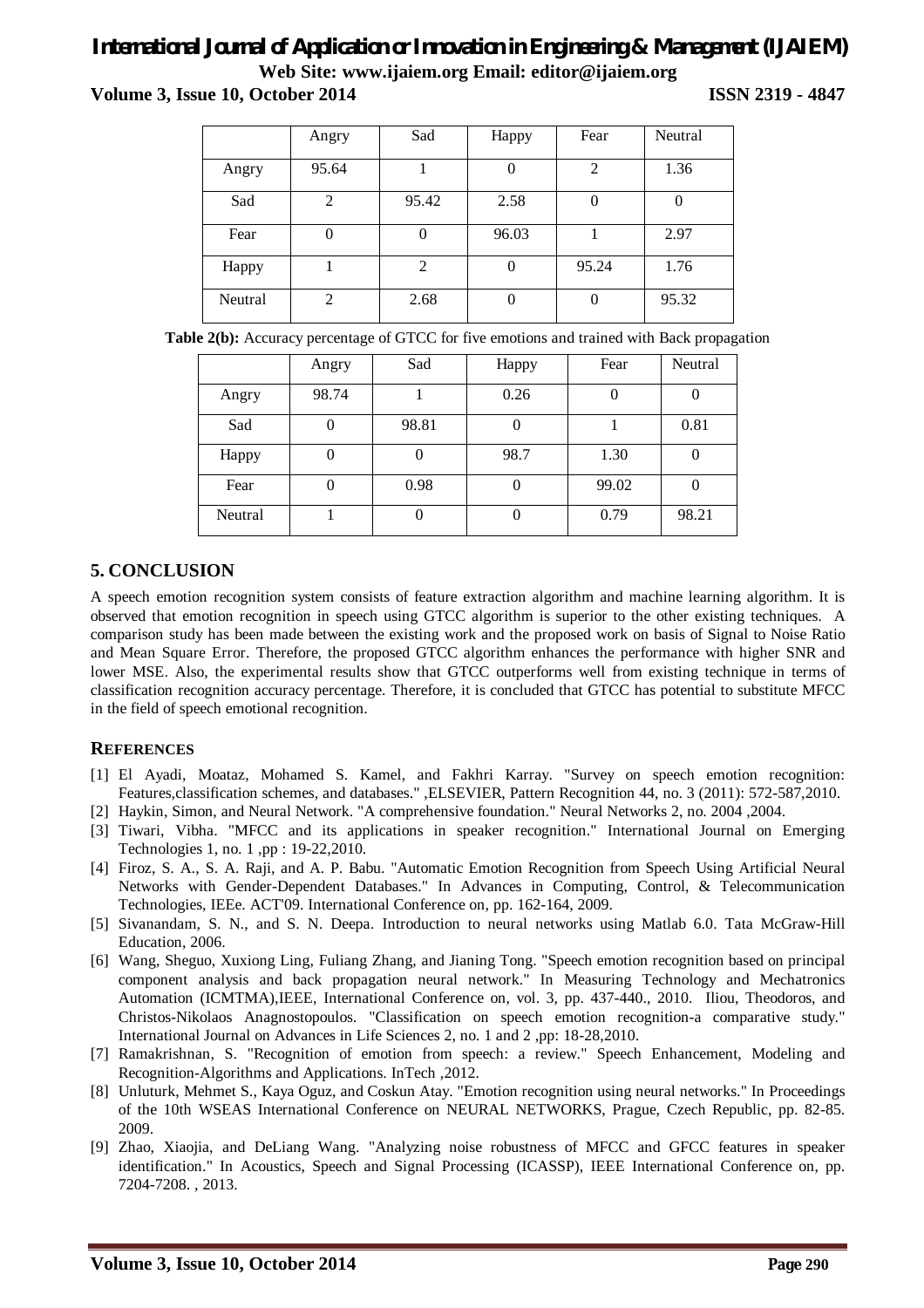|  | Angry | Sad | Happy | Fear | Neutral |
| --- | --- | --- | --- | --- | --- |
| Angry | 95.64 | 1 | 0 | 2 | 1.36 |
| Sad | 2 | 95.42 | 2.58 | 0 | 0 |
| Fear | 0 | 0 | 96.03 | 1 | 2.97 |
| Happy | 1 | 2 | 0 | 95.24 | 1.76 |
| Neutral | 2 | 2.68 | 0 | 0 | 95.32 |

**Table 2(b):** Accuracy percentage of GTCC for five emotions and trained with Back propagation

|  | Angry | Sad | Happy | Fear | Neutral |
| --- | --- | --- | --- | --- | --- |
| Angry | 98.74 | 1 | 0.26 | 0 | 0 |
| Sad | 0 | 98.81 | 0 | 1 | 0.81 |
| Happy | 0 | 0 | 98.7 | 1.30 | 0 |
| Fear | 0 | 0.98 | 0 | 99.02 | 0 |
| Neutral | 1 | 0 | 0 | 0.79 | 98.21 |

## 5. CONCLUSION

A speech emotion recognition system consists of feature extraction algorithm and machine learning algorithm. It is observed that emotion recognition in speech using GTCC algorithm is superior to the other existing techniques. A comparison study has been made between the existing work and the proposed work on basis of Signal to Noise Ratio and Mean Square Error. Therefore, the proposed GTCC algorithm enhances the performance with higher SNR and lower MSE. Also, the experimental results show that GTCC outperforms well from existing technique in terms of classification recognition accuracy percentage. Therefore, it is concluded that GTCC has potential to substitute MFCC in the field of speech emotional recognition.

## REFERENCES

[1] El Ayadi, Moataz, Mohamed S. Kamel, and Fakhri Karray. "Survey on speech emotion recognition: Features,classification schemes, and databases." ,ELSEVIER, Pattern Recognition 44, no. 3 (2011): 572-587,2010.

[2] Haykin, Simon, and Neural Network. "A comprehensive foundation." Neural Networks 2, no. 2004 ,2004.

[3] Tiwari, Vibha. "MFCC and its applications in speaker recognition." International Journal on Emerging Technologies 1, no. 1 ,pp : 19-22,2010.

[4] Firoz, S. A., S. A. Raji, and A. P. Babu. "Automatic Emotion Recognition from Speech Using Artificial Neural Networks with Gender-Dependent Databases." In Advances in Computing, Control, & Telecommunication Technologies, IEEe. ACT'09. International Conference on, pp. 162-164, 2009.

[5] Sivanandam, S. N., and S. N. Deepa. Introduction to neural networks using Matlab 6.0. Tata McGraw-Hill Education, 2006.

[6] Wang, Sheguo, Xuxiong Ling, Fuliang Zhang, and Jianing Tong. "Speech emotion recognition based on principal component analysis and back propagation neural network." In Measuring Technology and Mechatronics Automation (ICMTMA),IEEE, International Conference on, vol. 3, pp. 437-440., 2010. Iliou, Theodoros, and Christos-Nikolaos Anagnostopoulos. "Classification on speech emotion recognition-a comparative study." International Journal on Advances in Life Sciences 2, no. 1 and 2 ,pp: 18-28,2010.

[7] Ramakrishnan, S. "Recognition of emotion from speech: a review." Speech Enhancement, Modeling and Recognition-Algorithms and Applications. InTech ,2012.

[8] Unluturk, Mehmet S., Kaya Oguz, and Coskun Atay. "Emotion recognition using neural networks." In Proceedings of the 10th WSEAS International Conference on NEURAL NETWORKS, Prague, Czech Republic, pp. 82-85. 2009.

[9] Zhao, Xiaojia, and DeLiang Wang. "Analyzing noise robustness of MFCC and GFCC features in speaker identification." In Acoustics, Speech and Signal Processing (ICASSP), IEEE International Conference on, pp. 7204-7208. , 2013.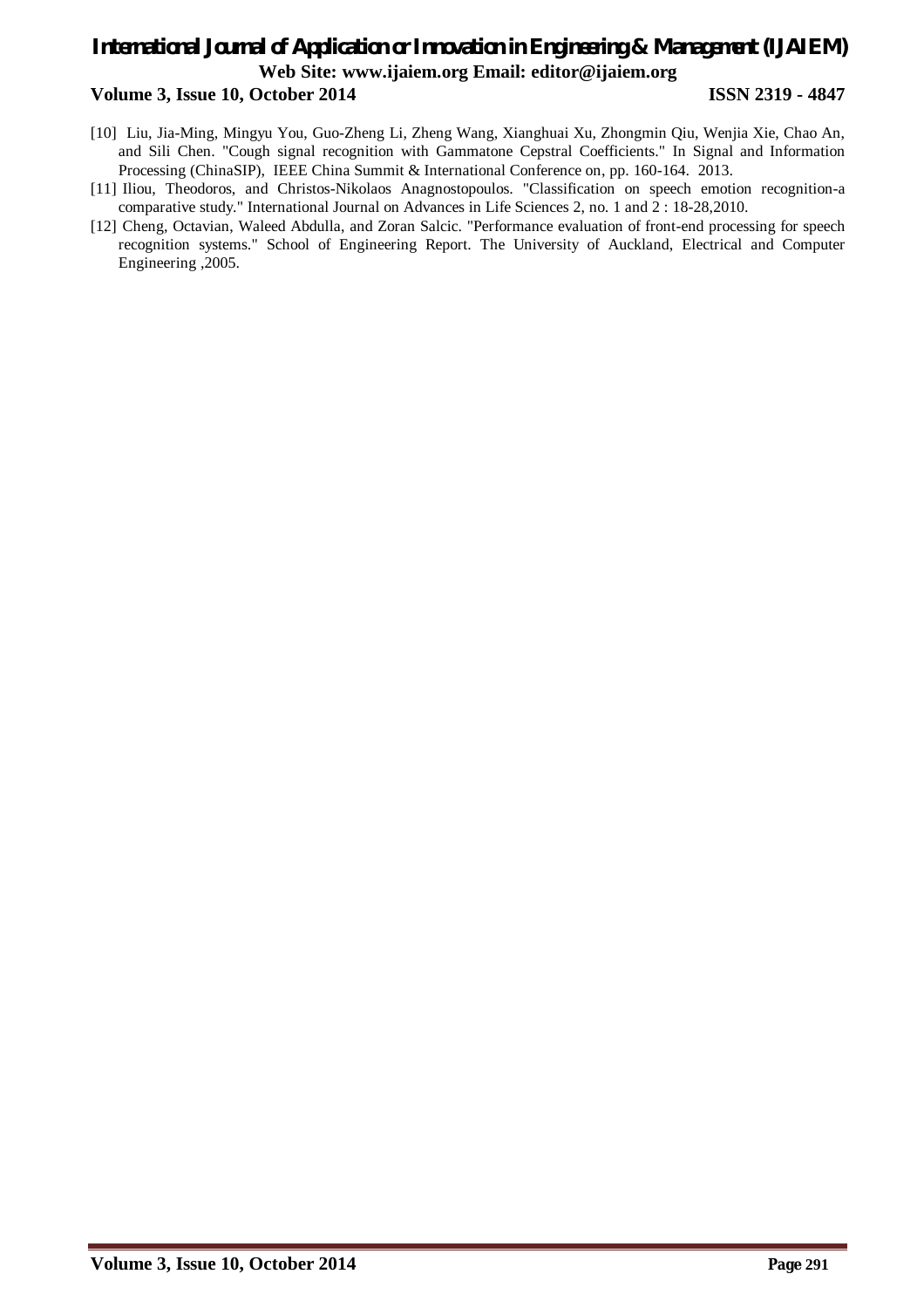[10] Liu, Jia-Ming, Mingyu You, Guo-Zheng Li, Zheng Wang, Xianghuai Xu, Zhongmin Qiu, Wenjia Xie, Chao An, and Sili Chen. "Cough signal recognition with Gammatone Cepstral Coefficients." In Signal and Information Processing (ChinaSIP), IEEE China Summit & International Conference on, pp. 160-164. 2013.

[11] Iliou, Theodoros, and Christos-Nikolaos Anagnostopoulos. "Classification on speech emotion recognition-a comparative study." International Journal on Advances in Life Sciences 2, no. 1 and 2 : 18-28,2010.

[12] Cheng, Octavian, Waleed Abdulla, and Zoran Salcic. "Performance evaluation of front-end processing for speech recognition systems." School of Engineering Report. The University of Auckland, Electrical and Computer Engineering ,2005.